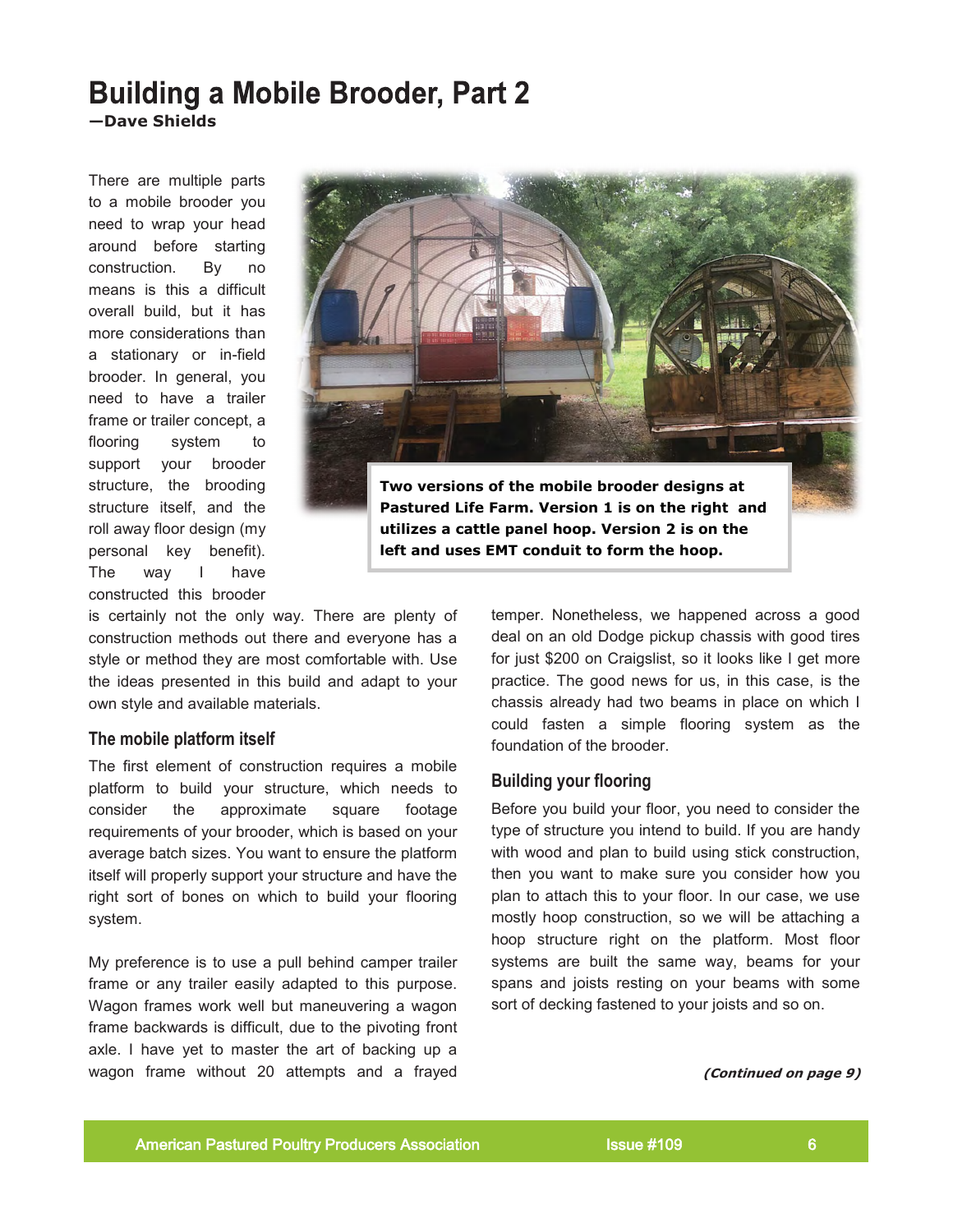# Building a Mobile Brooder, Part 2

**—Dave Shields**

There are multiple parts to a mobile brooder you need to wrap your head around before starting construction. By no means is this a difficult overall build, but it has more considerations than a stationary or in-field brooder. In general, you need to have a trailer frame or trailer concept, a flooring system to support your brooder structure, the brooding structure itself, and the roll away floor design (my personal key benefit). The way I have constructed this brooder is certainly not the only way. There are plenty of construction methods out there and everyone has a style or method they are most comfortable with. Use the ideas presented in this build and adapt to your own style and available materials.

**Two versions of the mobile brooder designs at Pastured Life Farm. Version 1 is on the right and utilizes a cattle panel hoop. Version 2 is on the left and uses EMT conduit to form the hoop.**

## The mobile platform itself

The first element of construction requires a mobile platform to build your structure, which needs to consider the approximate square footage requirements of your brooder, which is based on your average batch sizes. You want to ensure the platform itself will properly support your structure and have the right sort of bones on which to build your flooring system.

My preference is to use a pull behind camper trailer frame or any trailer easily adapted to this purpose. Wagon frames work well but maneuvering a wagon frame backwards is difficult, due to the pivoting front axle. I have yet to master the art of backing up a wagon frame without 20 attempts and a frayed temper. Nonetheless, we happened across a good deal on an old Dodge pickup chassis with good tires for just $200 on Craigslist, so it looks like I get more practice. The good news for us, in this case, is the chassis already had two beams in place on which I could fasten a simple flooring system as the foundation of the brooder.

## Building your flooring

Before you build your floor, you need to consider the type of structure you intend to build. If you are handy with wood and plan to build using stick construction, then you want to make sure you consider how you plan to attach this to your floor. In our case, we use mostly hoop construction, so we will be attaching a hoop structure right on the platform. Most floor systems are built the same way, beams for your spans and joists resting on your beams with some sort of decking fastened to your joists and so on.

***(Continued on page 9)***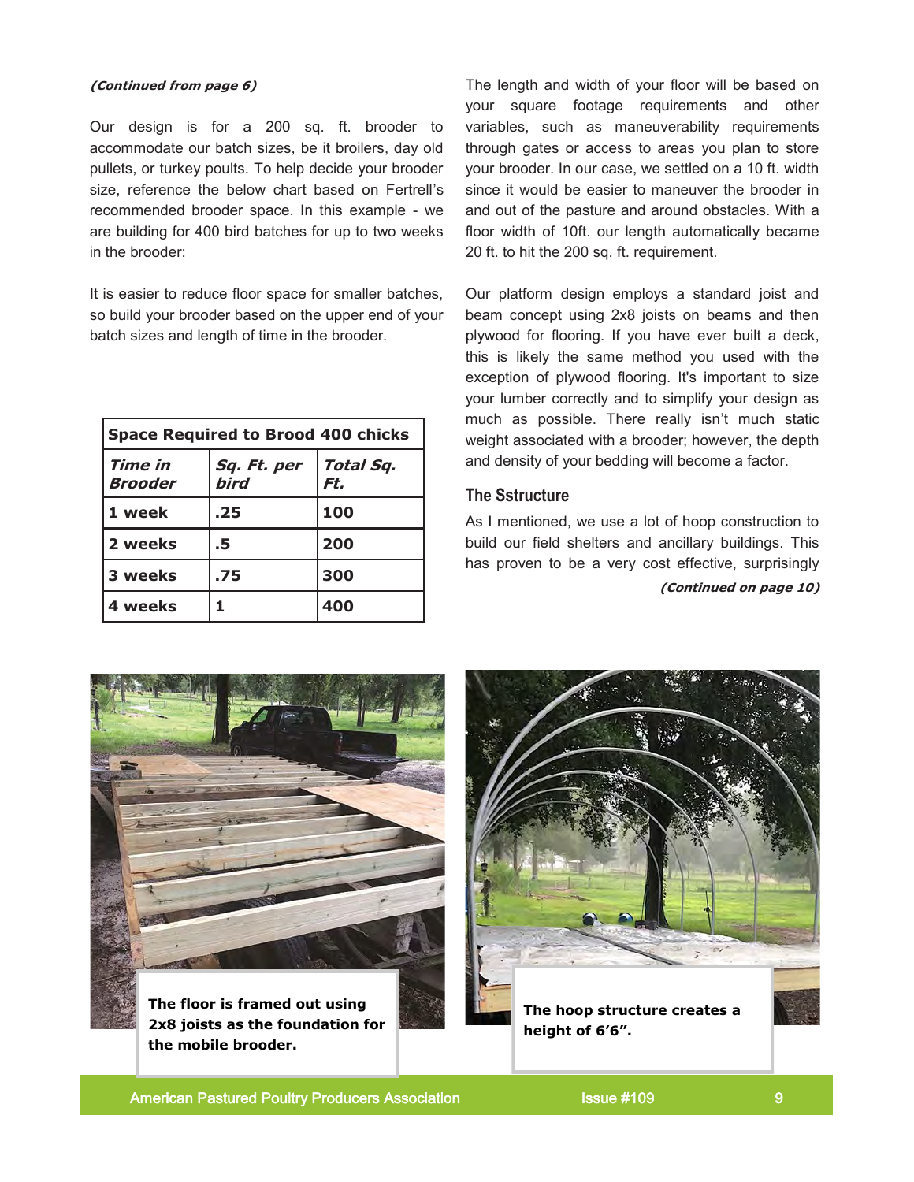*(Continued from page 6)*

Our design is for a 200 sq. ft. brooder to accommodate our batch sizes, be it broilers, day old pullets, or turkey poults. To help decide your brooder size, reference the below chart based on Fertrell's recommended brooder space. In this example - we are building for 400 bird batches for up to two weeks in the brooder:

It is easier to reduce floor space for smaller batches, so build your brooder based on the upper end of your batch sizes and length of time in the brooder.

| Space Required to Brood 400 chicks | | |
|---|---|---|
| ***Time in Brooder*** | ***Sq. Ft. per bird*** | ***Total Sq. Ft.*** |
| **1 week** | **.25** | **100** |
| **2 weeks** | **.5** | **200** |
| **3 weeks** | **.75** | **300** |
| **4 weeks** | **1** | **400** |

The length and width of your floor will be based on your square footage requirements and other variables, such as maneuverability requirements through gates or access to areas you plan to store your brooder. In our case, we settled on a 10 ft. width since it would be easier to maneuver the brooder in and out of the pasture and around obstacles. With a floor width of 10ft. our length automatically became 20 ft. to hit the 200 sq. ft. requirement.

Our platform design employs a standard joist and beam concept using 2x8 joists on beams and then plywood for flooring. If you have ever built a deck, this is likely the same method you used with the exception of plywood flooring. It's important to size your lumber correctly and to simplify your design as much as possible. There really isn't much static weight associated with a brooder; however, the depth and density of your bedding will become a factor.

## The Sstructure

As I mentioned, we use a lot of hoop construction to build our field shelters and ancillary buildings. This has proven to be a very cost effective, surprisingly

*(Continued on page 10)*

**The floor is framed out using 2x8 joists as the foundation for the mobile brooder.**

**The hoop structure creates a height of 6'6".**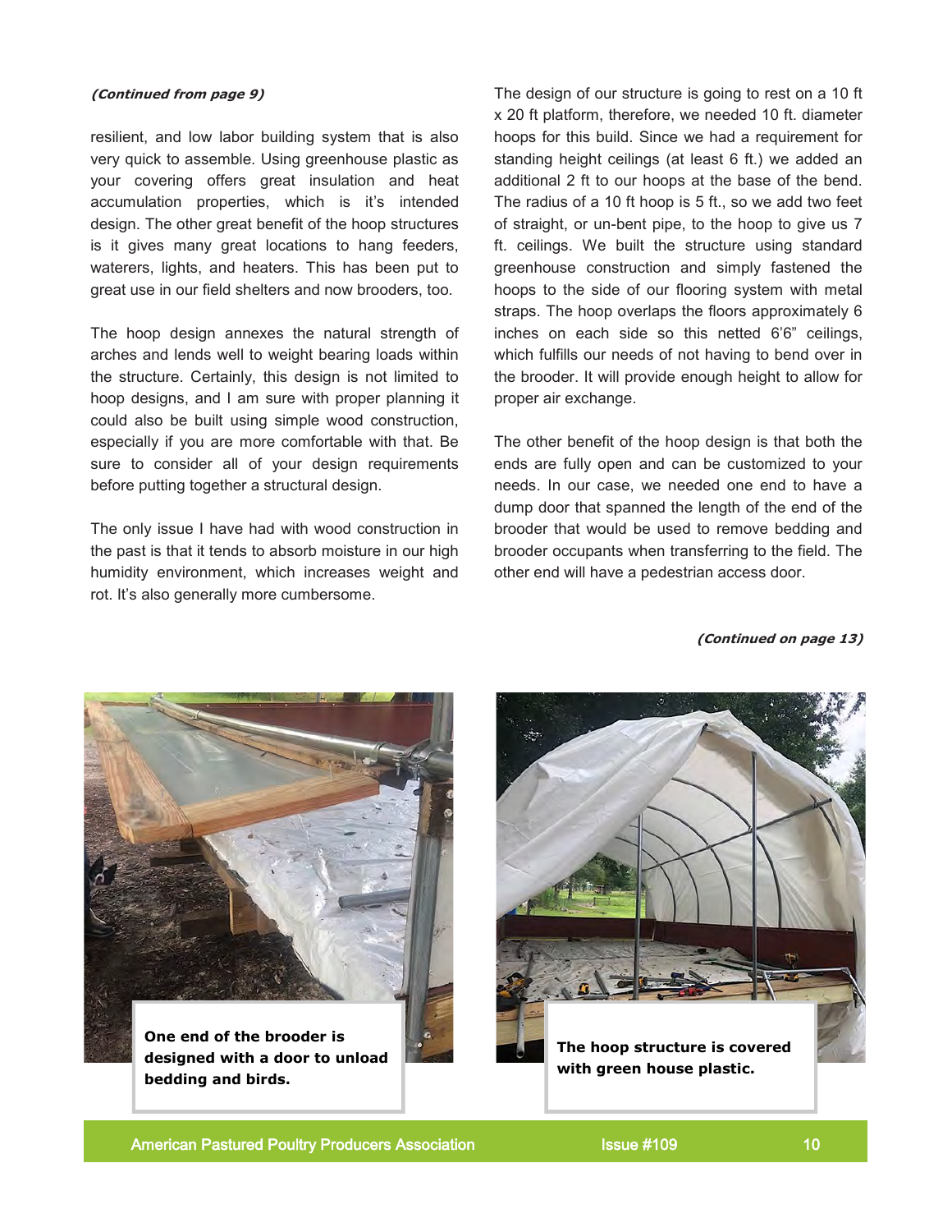*(Continued from page 9)*

resilient, and low labor building system that is also very quick to assemble. Using greenhouse plastic as your covering offers great insulation and heat accumulation properties, which is it's intended design. The other great benefit of the hoop structures is it gives many great locations to hang feeders, waterers, lights, and heaters. This has been put to great use in our field shelters and now brooders, too.

The hoop design annexes the natural strength of arches and lends well to weight bearing loads within the structure. Certainly, this design is not limited to hoop designs, and I am sure with proper planning it could also be built using simple wood construction, especially if you are more comfortable with that. Be sure to consider all of your design requirements before putting together a structural design.

The only issue I have had with wood construction in the past is that it tends to absorb moisture in our high humidity environment, which increases weight and rot. It's also generally more cumbersome.

The design of our structure is going to rest on a 10 ft x 20 ft platform, therefore, we needed 10 ft. diameter hoops for this build. Since we had a requirement for standing height ceilings (at least 6 ft.) we added an additional 2 ft to our hoops at the base of the bend. The radius of a 10 ft hoop is 5 ft., so we add two feet of straight, or un-bent pipe, to the hoop to give us 7 ft. ceilings. We built the structure using standard greenhouse construction and simply fastened the hoops to the side of our flooring system with metal straps. The hoop overlaps the floors approximately 6 inches on each side so this netted 6'6" ceilings, which fulfills our needs of not having to bend over in the brooder. It will provide enough height to allow for proper air exchange.

The other benefit of the hoop design is that both the ends are fully open and can be customized to your needs. In our case, we needed one end to have a dump door that spanned the length of the end of the brooder that would be used to remove bedding and brooder occupants when transferring to the field. The other end will have a pedestrian access door.

*(Continued on page 13)*

**One end of the brooder is designed with a door to unload bedding and birds.**

**The hoop structure is covered with green house plastic.**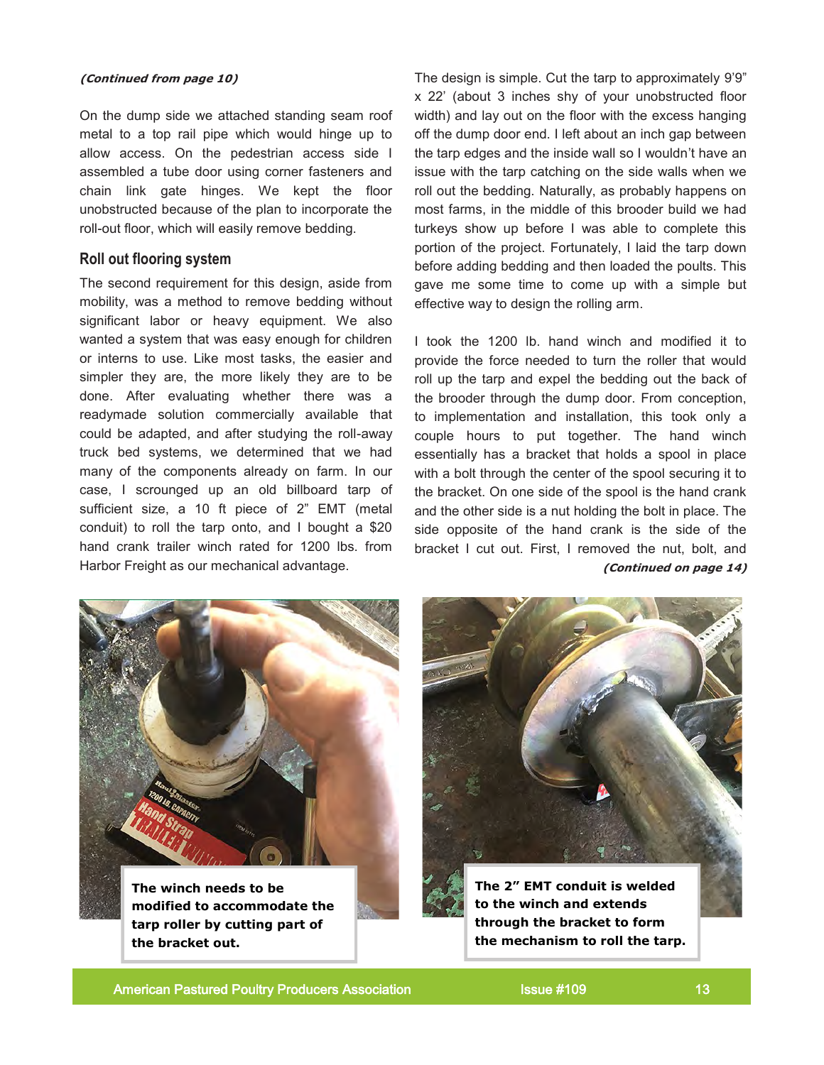*(Continued from page 10)*

On the dump side we attached standing seam roof metal to a top rail pipe which would hinge up to allow access. On the pedestrian access side I assembled a tube door using corner fasteners and chain link gate hinges. We kept the floor unobstructed because of the plan to incorporate the roll-out floor, which will easily remove bedding.

## Roll out flooring system

The second requirement for this design, aside from mobility, was a method to remove bedding without significant labor or heavy equipment. We also wanted a system that was easy enough for children or interns to use. Like most tasks, the easier and simpler they are, the more likely they are to be done. After evaluating whether there was a readymade solution commercially available that could be adapted, and after studying the roll-away truck bed systems, we determined that we had many of the components already on farm. In our case, I scrounged up an old billboard tarp of sufficient size, a 10 ft piece of 2" EMT (metal conduit) to roll the tarp onto, and I bought a $20 hand crank trailer winch rated for 1200 lbs. from Harbor Freight as our mechanical advantage.

The design is simple. Cut the tarp to approximately 9'9" x 22' (about 3 inches shy of your unobstructed floor width) and lay out on the floor with the excess hanging off the dump door end. I left about an inch gap between the tarp edges and the inside wall so I wouldn't have an issue with the tarp catching on the side walls when we roll out the bedding. Naturally, as probably happens on most farms, in the middle of this brooder build we had turkeys show up before I was able to complete this portion of the project. Fortunately, I laid the tarp down before adding bedding and then loaded the poults. This gave me some time to come up with a simple but effective way to design the rolling arm.

I took the 1200 lb. hand winch and modified it to provide the force needed to turn the roller that would roll up the tarp and expel the bedding out the back of the brooder through the dump door. From conception, to implementation and installation, this took only a couple hours to put together. The hand winch essentially has a bracket that holds a spool in place with a bolt through the center of the spool securing it to the bracket. On one side of the spool is the hand crank and the other side is a nut holding the bolt in place. The side opposite of the hand crank is the side of the bracket I cut out. First, I removed the nut, bolt, and

*(Continued on page 14)*

**The winch needs to be modified to accommodate the tarp roller by cutting part of the bracket out.**

**The 2" EMT conduit is welded to the winch and extends through the bracket to form the mechanism to roll the tarp.**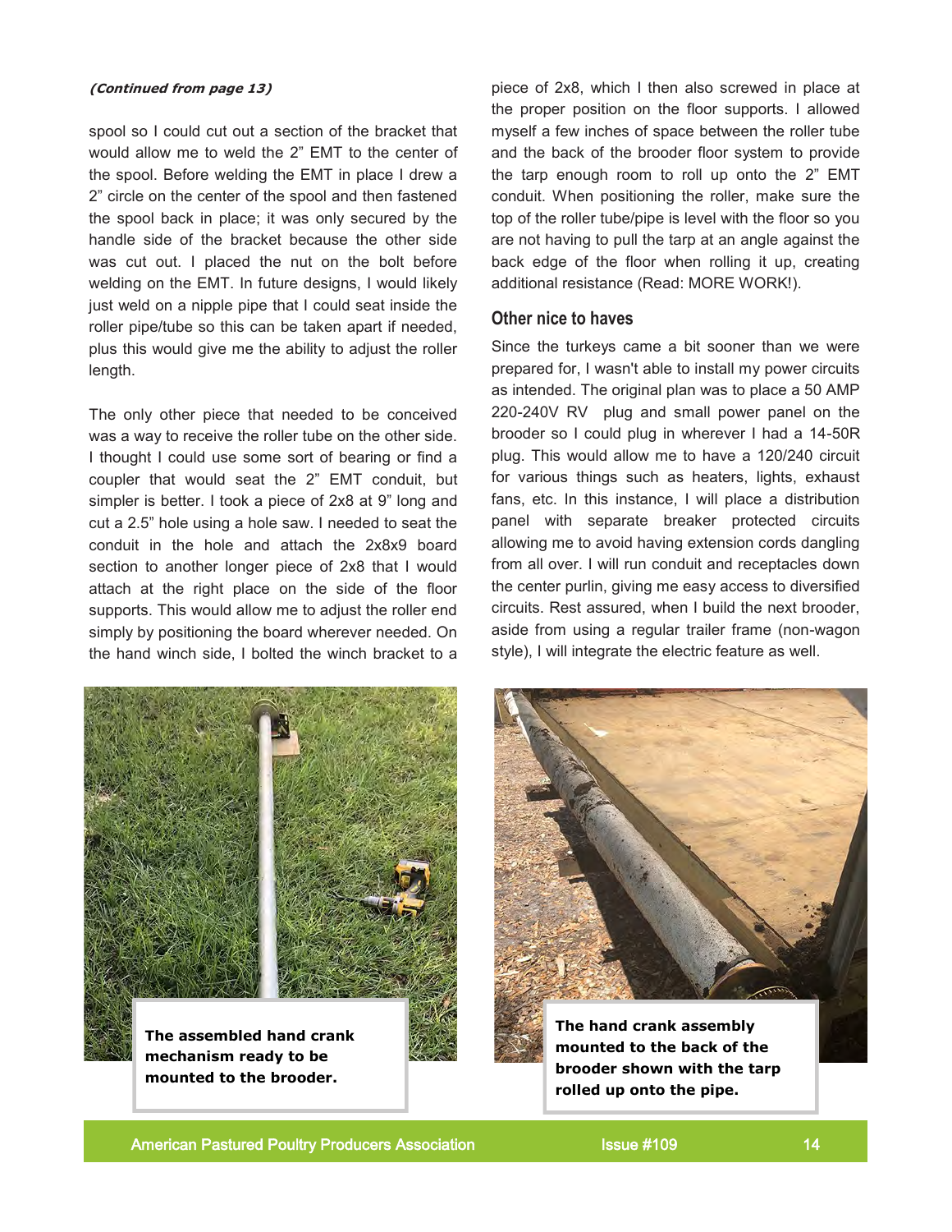***(Continued from page 13)***

spool so I could cut out a section of the bracket that would allow me to weld the 2" EMT to the center of the spool. Before welding the EMT in place I drew a 2" circle on the center of the spool and then fastened the spool back in place; it was only secured by the handle side of the bracket because the other side was cut out. I placed the nut on the bolt before welding on the EMT. In future designs, I would likely just weld on a nipple pipe that I could seat inside the roller pipe/tube so this can be taken apart if needed, plus this would give me the ability to adjust the roller length.

The only other piece that needed to be conceived was a way to receive the roller tube on the other side. I thought I could use some sort of bearing or find a coupler that would seat the 2" EMT conduit, but simpler is better. I took a piece of 2x8 at 9" long and cut a 2.5" hole using a hole saw. I needed to seat the conduit in the hole and attach the 2x8x9 board section to another longer piece of 2x8 that I would attach at the right place on the side of the floor supports. This would allow me to adjust the roller end simply by positioning the board wherever needed. On the hand winch side, I bolted the winch bracket to a piece of 2x8, which I then also screwed in place at the proper position on the floor supports. I allowed myself a few inches of space between the roller tube and the back of the brooder floor system to provide the tarp enough room to roll up onto the 2" EMT conduit. When positioning the roller, make sure the top of the roller tube/pipe is level with the floor so you are not having to pull the tarp at an angle against the back edge of the floor when rolling it up, creating additional resistance (Read: MORE WORK!).

## Other nice to haves

Since the turkeys came a bit sooner than we were prepared for, I wasn't able to install my power circuits as intended. The original plan was to place a 50 AMP 220-240V RV plug and small power panel on the brooder so I could plug in wherever I had a 14-50R plug. This would allow me to have a 120/240 circuit for various things such as heaters, lights, exhaust fans, etc. In this instance, I will place a distribution panel with separate breaker protected circuits allowing me to avoid having extension cords dangling from all over. I will run conduit and receptacles down the center purlin, giving me easy access to diversified circuits. Rest assured, when I build the next brooder, aside from using a regular trailer frame (non-wagon style), I will integrate the electric feature as well.

**The assembled hand crank mechanism ready to be mounted to the brooder.**

**The hand crank assembly mounted to the back of the brooder shown with the tarp rolled up onto the pipe.**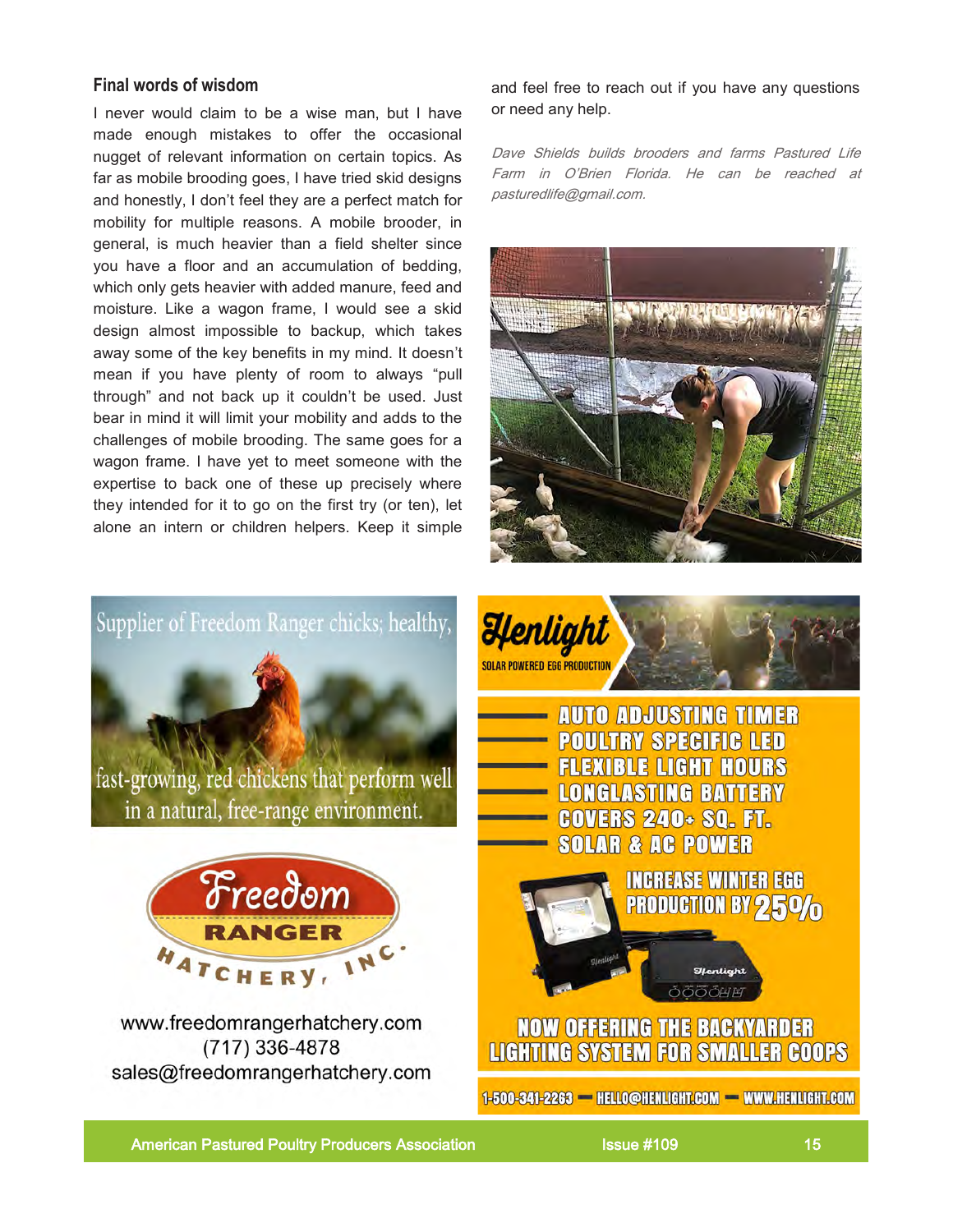### Final words of wisdom

I never would claim to be a wise man, but I have made enough mistakes to offer the occasional nugget of relevant information on certain topics. As far as mobile brooding goes, I have tried skid designs and honestly, I don't feel they are a perfect match for mobility for multiple reasons. A mobile brooder, in general, is much heavier than a field shelter since you have a floor and an accumulation of bedding, which only gets heavier with added manure, feed and moisture. Like a wagon frame, I would see a skid design almost impossible to backup, which takes away some of the key benefits in my mind. It doesn't mean if you have plenty of room to always "pull through" and not back up it couldn't be used. Just bear in mind it will limit your mobility and adds to the challenges of mobile brooding. The same goes for a wagon frame. I have yet to meet someone with the expertise to back one of these up precisely where they intended for it to go on the first try (or ten), let alone an intern or children helpers. Keep it simple and feel free to reach out if you have any questions or need any help.

*Dave Shields builds brooders and farms Pastured Life Farm in O'Brien Florida. He can be reached at pasturedlife@gmail.com.*

Supplier of Freedom Ranger chicks; healthy, fast-growing, red chickens that perform well in a natural, free-range environment.

Freedom Ranger Hatchery, Inc.

www.freedomrangerhatchery.com
(717) 336-4878
sales@freedomrangerhatchery.com

Henlight
SOLAR POWERED EGG PRODUCTION

- AUTO ADJUSTING TIMER
- POULTRY SPECIFIC LED
- FLEXIBLE LIGHT HOURS
- LONGLASTING BATTERY
- COVERS 240+ SQ. FT.
- SOLAR & AC POWER

INCREASE WINTER EGG PRODUCTION BY 25%

NOW OFFERING THE BACKYARDER LIGHTING SYSTEM FOR SMALLER COOPS

1-500-341-2263 — HELLO@HENLIGHT.COM — WWW.HENLIGHT.COM